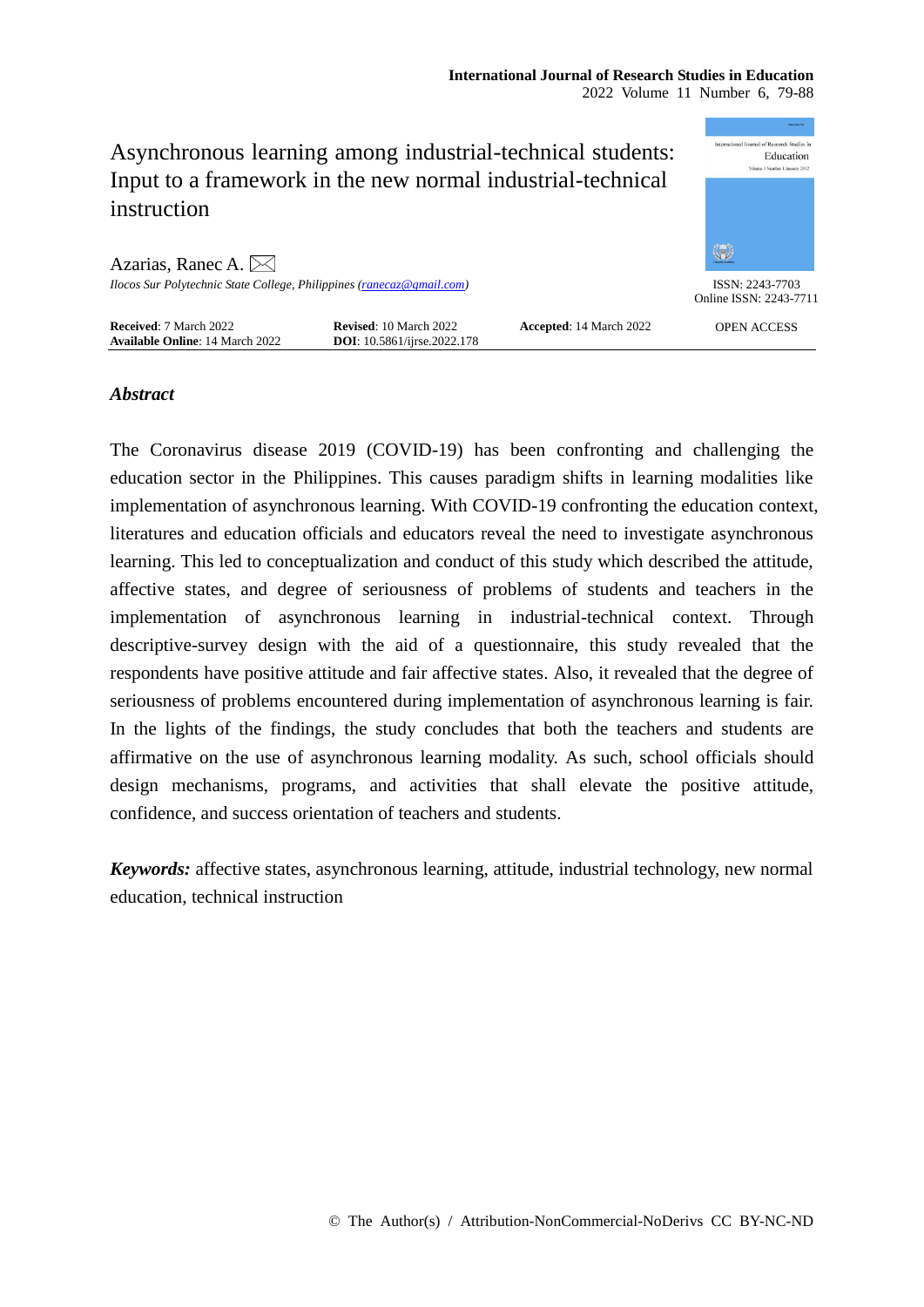# Asynchronous learning among industrial-technical students: Input to a framework in the new normal industrial-technical instruction

Azarias, Ranec A.

*Ilocos Sur Polytechnic State College, Philippines (ranecaz@gmail.com)*

ISSN: 2243-7703
Online ISSN: 2243-7711

**Received**: 7 March 2022 **Revised**: 10 March 2022 **Accepted**: 14 March 2022
**Available Online**: 14 March 2022 **DOI**: 10.5861/ijrse.2022.178

OPEN ACCESS

## *Abstract*

The Coronavirus disease 2019 (COVID-19) has been confronting and challenging the education sector in the Philippines. This causes paradigm shifts in learning modalities like implementation of asynchronous learning. With COVID-19 confronting the education context, literatures and education officials and educators reveal the need to investigate asynchronous learning. This led to conceptualization and conduct of this study which described the attitude, affective states, and degree of seriousness of problems of students and teachers in the implementation of asynchronous learning in industrial-technical context. Through descriptive-survey design with the aid of a questionnaire, this study revealed that the respondents have positive attitude and fair affective states. Also, it revealed that the degree of seriousness of problems encountered during implementation of asynchronous learning is fair. In the lights of the findings, the study concludes that both the teachers and students are affirmative on the use of asynchronous learning modality. As such, school officials should design mechanisms, programs, and activities that shall elevate the positive attitude, confidence, and success orientation of teachers and students.

***Keywords:*** affective states, asynchronous learning, attitude, industrial technology, new normal education, technical instruction

© The Author(s) / Attribution-NonCommercial-NoDerivs CC BY-NC-ND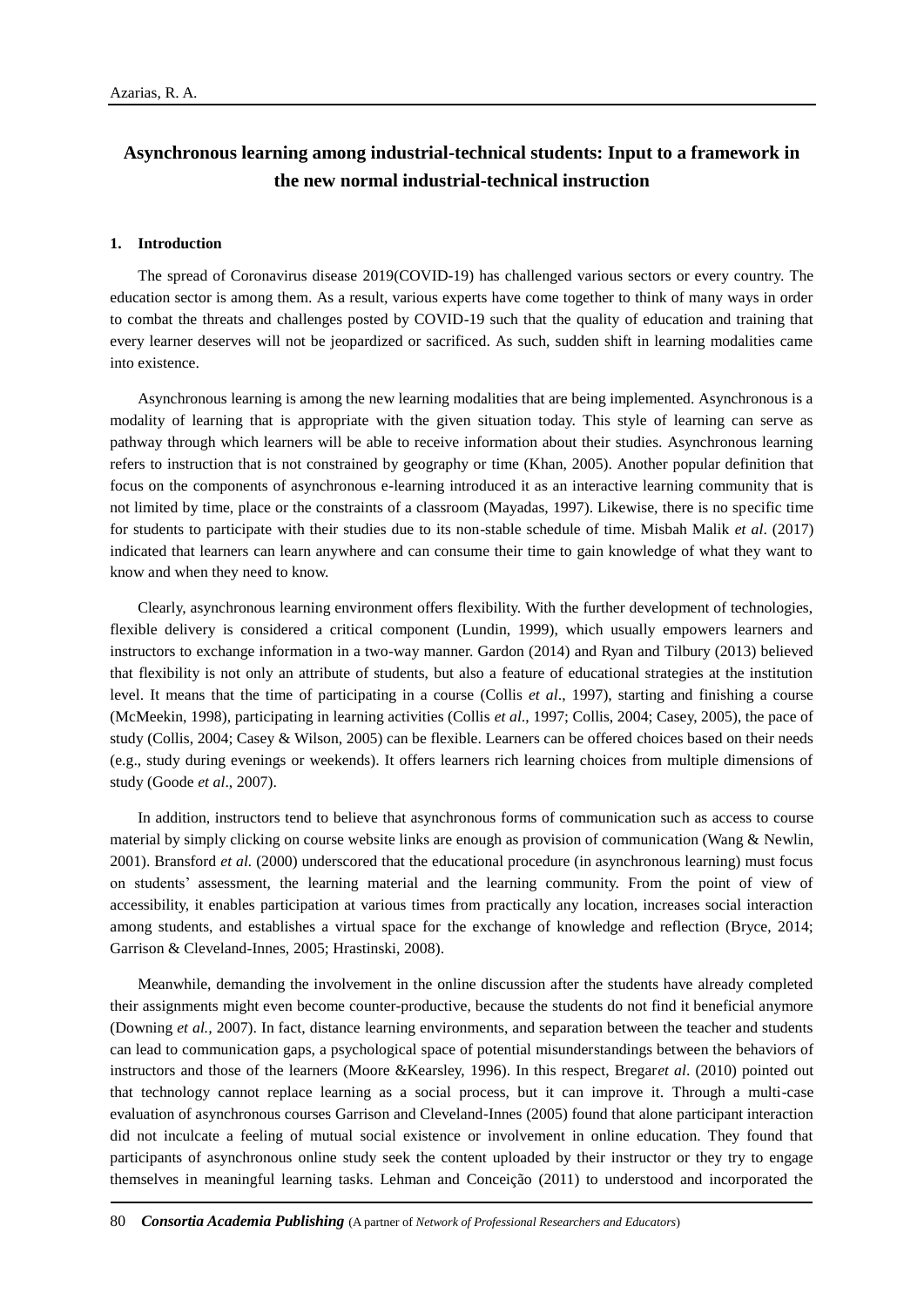# Asynchronous learning among industrial-technical students: Input to a framework in the new normal industrial-technical instruction

## 1. Introduction

The spread of Coronavirus disease 2019(COVID-19) has challenged various sectors or every country. The education sector is among them. As a result, various experts have come together to think of many ways in order to combat the threats and challenges posted by COVID-19 such that the quality of education and training that every learner deserves will not be jeopardized or sacrificed. As such, sudden shift in learning modalities came into existence.

Asynchronous learning is among the new learning modalities that are being implemented. Asynchronous is a modality of learning that is appropriate with the given situation today. This style of learning can serve as pathway through which learners will be able to receive information about their studies. Asynchronous learning refers to instruction that is not constrained by geography or time (Khan, 2005). Another popular definition that focus on the components of asynchronous e-learning introduced it as an interactive learning community that is not limited by time, place or the constraints of a classroom (Mayadas, 1997). Likewise, there is no specific time for students to participate with their studies due to its non-stable schedule of time. Misbah Malik *et al*. (2017) indicated that learners can learn anywhere and can consume their time to gain knowledge of what they want to know and when they need to know.

Clearly, asynchronous learning environment offers flexibility. With the further development of technologies, flexible delivery is considered a critical component (Lundin, 1999), which usually empowers learners and instructors to exchange information in a two-way manner. Gardon (2014) and Ryan and Tilbury (2013) believed that flexibility is not only an attribute of students, but also a feature of educational strategies at the institution level. It means that the time of participating in a course (Collis *et al*., 1997), starting and finishing a course (McMeekin, 1998), participating in learning activities (Collis *et al*., 1997; Collis, 2004; Casey, 2005), the pace of study (Collis, 2004; Casey & Wilson, 2005) can be flexible. Learners can be offered choices based on their needs (e.g., study during evenings or weekends). It offers learners rich learning choices from multiple dimensions of study (Goode *et al*., 2007).

In addition, instructors tend to believe that asynchronous forms of communication such as access to course material by simply clicking on course website links are enough as provision of communication (Wang & Newlin, 2001). Bransford *et al.* (2000) underscored that the educational procedure (in asynchronous learning) must focus on students' assessment, the learning material and the learning community. From the point of view of accessibility, it enables participation at various times from practically any location, increases social interaction among students, and establishes a virtual space for the exchange of knowledge and reflection (Bryce, 2014; Garrison & Cleveland-Innes, 2005; Hrastinski, 2008).

Meanwhile, demanding the involvement in the online discussion after the students have already completed their assignments might even become counter-productive, because the students do not find it beneficial anymore (Downing *et al.,* 2007). In fact, distance learning environments, and separation between the teacher and students can lead to communication gaps, a psychological space of potential misunderstandings between the behaviors of instructors and those of the learners (Moore &Kearsley, 1996). In this respect, Bregar*et al*. (2010) pointed out that technology cannot replace learning as a social process, but it can improve it. Through a multi-case evaluation of asynchronous courses Garrison and Cleveland-Innes (2005) found that alone participant interaction did not inculcate a feeling of mutual social existence or involvement in online education. They found that participants of asynchronous online study seek the content uploaded by their instructor or they try to engage themselves in meaningful learning tasks. Lehman and Conceição (2011) to understood and incorporated the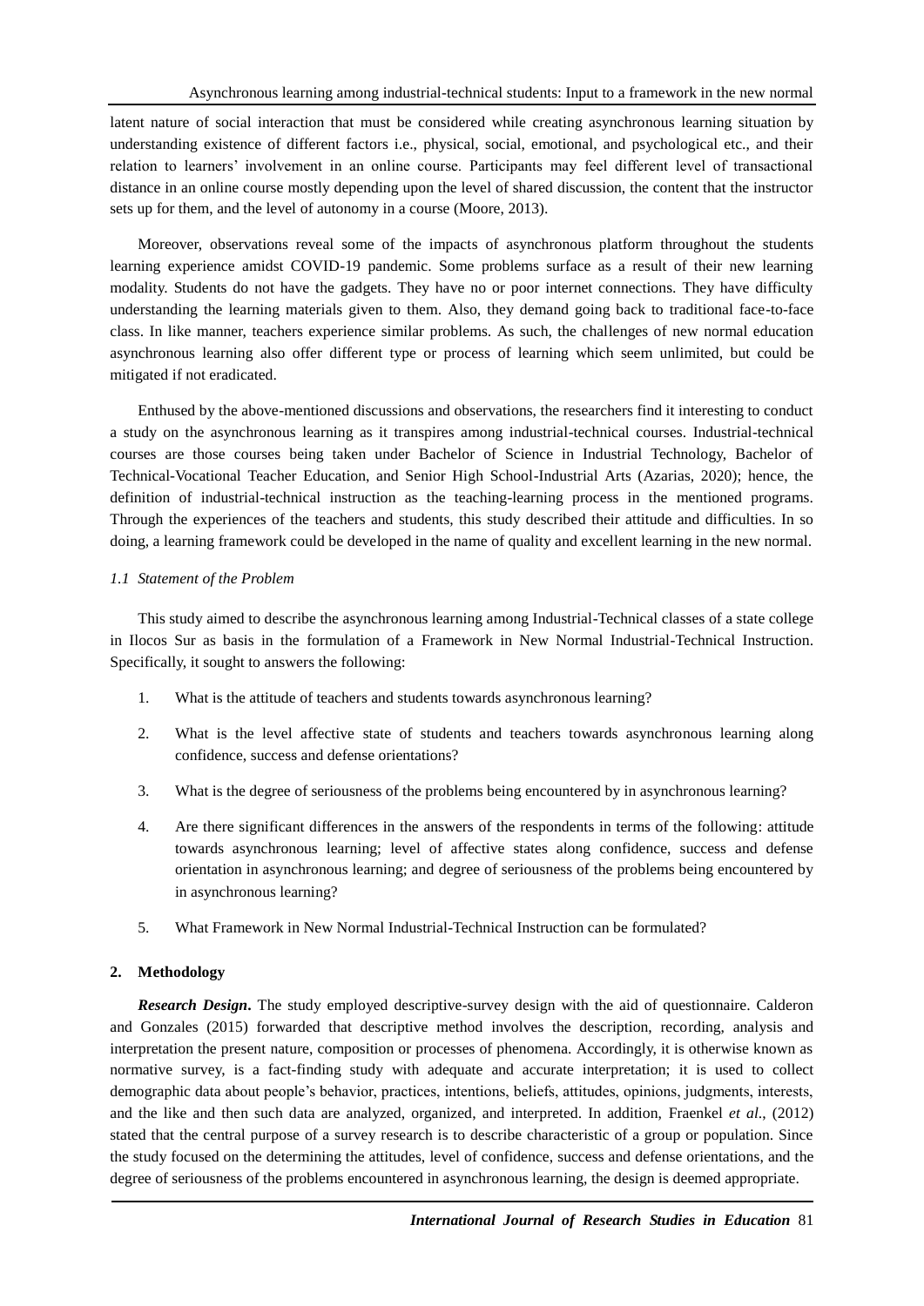latent nature of social interaction that must be considered while creating asynchronous learning situation by understanding existence of different factors i.e., physical, social, emotional, and psychological etc., and their relation to learners' involvement in an online course. Participants may feel different level of transactional distance in an online course mostly depending upon the level of shared discussion, the content that the instructor sets up for them, and the level of autonomy in a course (Moore, 2013).

Moreover, observations reveal some of the impacts of asynchronous platform throughout the students learning experience amidst COVID-19 pandemic. Some problems surface as a result of their new learning modality. Students do not have the gadgets. They have no or poor internet connections. They have difficulty understanding the learning materials given to them. Also, they demand going back to traditional face-to-face class. In like manner, teachers experience similar problems. As such, the challenges of new normal education asynchronous learning also offer different type or process of learning which seem unlimited, but could be mitigated if not eradicated.

Enthused by the above-mentioned discussions and observations, the researchers find it interesting to conduct a study on the asynchronous learning as it transpires among industrial-technical courses. Industrial-technical courses are those courses being taken under Bachelor of Science in Industrial Technology, Bachelor of Technical-Vocational Teacher Education, and Senior High School-Industrial Arts (Azarias, 2020); hence, the definition of industrial-technical instruction as the teaching-learning process in the mentioned programs. Through the experiences of the teachers and students, this study described their attitude and difficulties. In so doing, a learning framework could be developed in the name of quality and excellent learning in the new normal.

### *1.1 Statement of the Problem*

This study aimed to describe the asynchronous learning among Industrial-Technical classes of a state college in Ilocos Sur as basis in the formulation of a Framework in New Normal Industrial-Technical Instruction. Specifically, it sought to answers the following:

1. What is the attitude of teachers and students towards asynchronous learning?
2. What is the level affective state of students and teachers towards asynchronous learning along confidence, success and defense orientations?
3. What is the degree of seriousness of the problems being encountered by in asynchronous learning?
4. Are there significant differences in the answers of the respondents in terms of the following: attitude towards asynchronous learning; level of affective states along confidence, success and defense orientation in asynchronous learning; and degree of seriousness of the problems being encountered by in asynchronous learning?
5. What Framework in New Normal Industrial-Technical Instruction can be formulated?

## **2. Methodology**

***Research Design*.** The study employed descriptive-survey design with the aid of questionnaire. Calderon and Gonzales (2015) forwarded that descriptive method involves the description, recording, analysis and interpretation the present nature, composition or processes of phenomena. Accordingly, it is otherwise known as normative survey, is a fact-finding study with adequate and accurate interpretation; it is used to collect demographic data about people's behavior, practices, intentions, beliefs, attitudes, opinions, judgments, interests, and the like and then such data are analyzed, organized, and interpreted. In addition, Fraenkel *et al*., (2012) stated that the central purpose of a survey research is to describe characteristic of a group or population. Since the study focused on the determining the attitudes, level of confidence, success and defense orientations, and the degree of seriousness of the problems encountered in asynchronous learning, the design is deemed appropriate.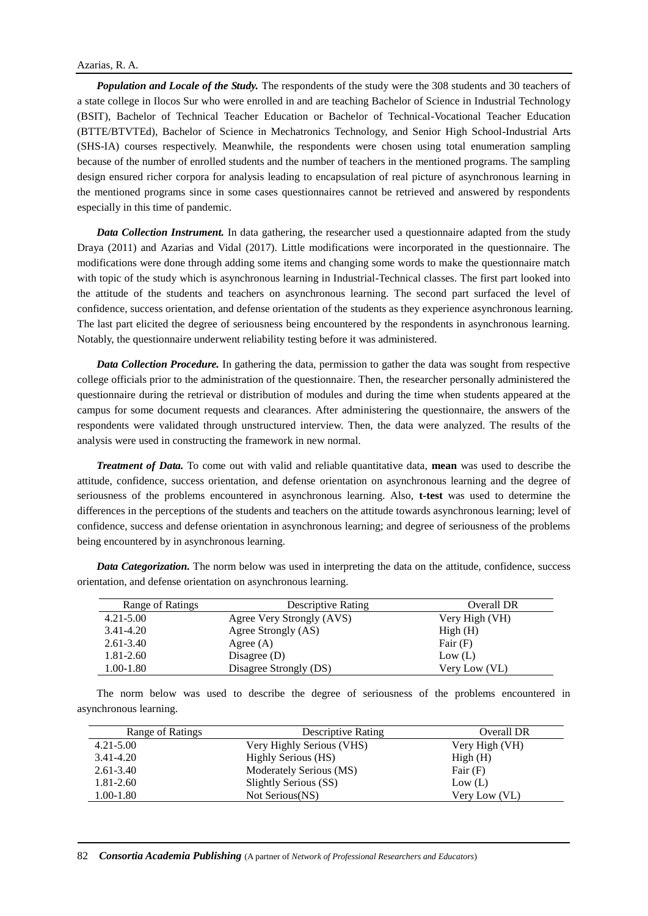***Population and Locale of the Study.*** The respondents of the study were the 308 students and 30 teachers of a state college in Ilocos Sur who were enrolled in and are teaching Bachelor of Science in Industrial Technology (BSIT), Bachelor of Technical Teacher Education or Bachelor of Technical-Vocational Teacher Education (BTTE/BTVTEd), Bachelor of Science in Mechatronics Technology, and Senior High School-Industrial Arts (SHS-IA) courses respectively. Meanwhile, the respondents were chosen using total enumeration sampling because of the number of enrolled students and the number of teachers in the mentioned programs. The sampling design ensured richer corpora for analysis leading to encapsulation of real picture of asynchronous learning in the mentioned programs since in some cases questionnaires cannot be retrieved and answered by respondents especially in this time of pandemic.

***Data Collection Instrument.*** In data gathering, the researcher used a questionnaire adapted from the study Draya (2011) and Azarias and Vidal (2017). Little modifications were incorporated in the questionnaire. The modifications were done through adding some items and changing some words to make the questionnaire match with topic of the study which is asynchronous learning in Industrial-Technical classes. The first part looked into the attitude of the students and teachers on asynchronous learning. The second part surfaced the level of confidence, success orientation, and defense orientation of the students as they experience asynchronous learning. The last part elicited the degree of seriousness being encountered by the respondents in asynchronous learning. Notably, the questionnaire underwent reliability testing before it was administered.

***Data Collection Procedure.*** In gathering the data, permission to gather the data was sought from respective college officials prior to the administration of the questionnaire. Then, the researcher personally administered the questionnaire during the retrieval or distribution of modules and during the time when students appeared at the campus for some document requests and clearances. After administering the questionnaire, the answers of the respondents were validated through unstructured interview. Then, the data were analyzed. The results of the analysis were used in constructing the framework in new normal.

***Treatment of Data.*** To come out with valid and reliable quantitative data, **mean** was used to describe the attitude, confidence, success orientation, and defense orientation on asynchronous learning and the degree of seriousness of the problems encountered in asynchronous learning. Also, **t-test** was used to determine the differences in the perceptions of the students and teachers on the attitude towards asynchronous learning; level of confidence, success and defense orientation in asynchronous learning; and degree of seriousness of the problems being encountered by in asynchronous learning.

***Data Categorization.*** The norm below was used in interpreting the data on the attitude, confidence, success orientation, and defense orientation on asynchronous learning.

| Range of Ratings | Descriptive Rating | Overall DR |
|---|---|---|
| 4.21-5.00 | Agree Very Strongly (AVS) | Very High (VH) |
| 3.41-4.20 | Agree Strongly (AS) | High (H) |
| 2.61-3.40 | Agree (A) | Fair (F) |
| 1.81-2.60 | Disagree (D) | Low (L) |
| 1.00-1.80 | Disagree Strongly (DS) | Very Low (VL) |

The norm below was used to describe the degree of seriousness of the problems encountered in asynchronous learning.

| Range of Ratings | Descriptive Rating | Overall DR |
|---|---|---|
| 4.21-5.00 | Very Highly Serious (VHS) | Very High (VH) |
| 3.41-4.20 | Highly Serious (HS) | High (H) |
| 2.61-3.40 | Moderately Serious (MS) | Fair (F) |
| 1.81-2.60 | Slightly Serious (SS) | Low (L) |
| 1.00-1.80 | Not Serious(NS) | Very Low (VL) |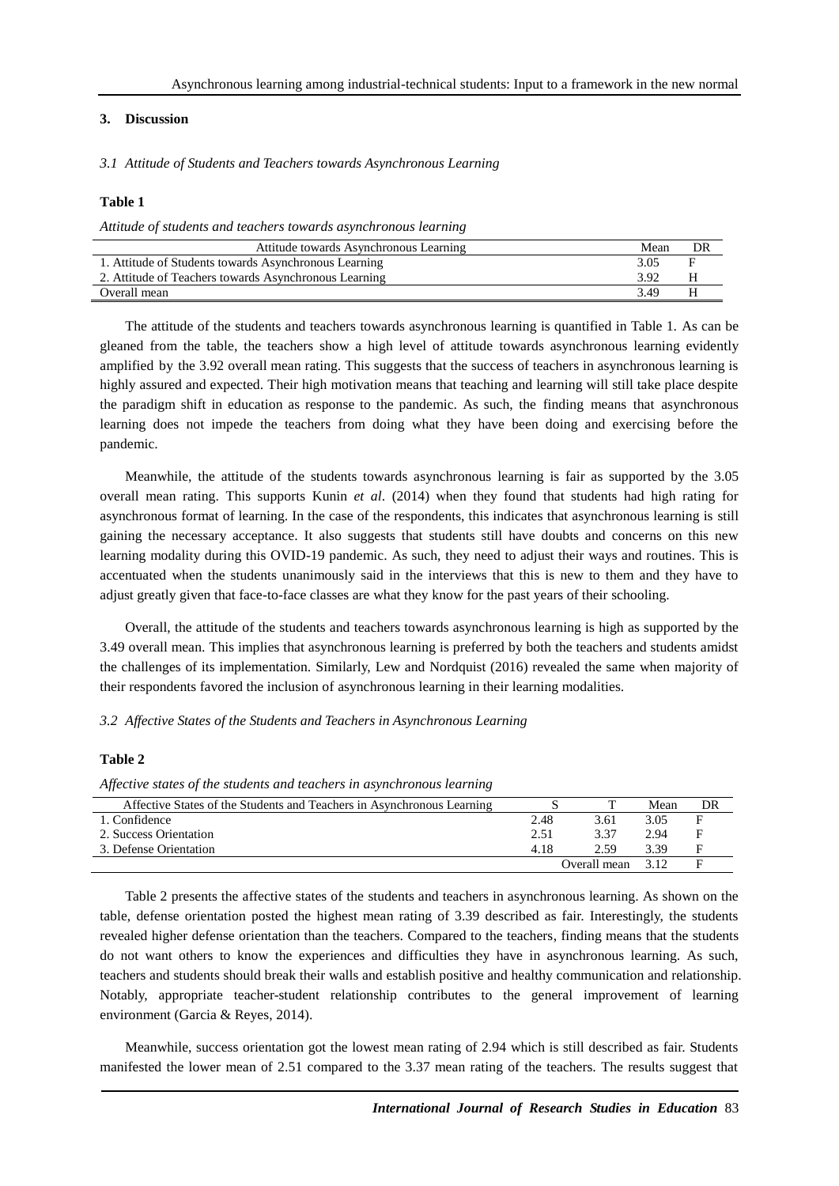## 3. Discussion

### *3.1 Attitude of Students and Teachers towards Asynchronous Learning*

**Table 1**

*Attitude of students and teachers towards asynchronous learning*

| Attitude towards Asynchronous Learning | Mean | DR |
|---|---|---|
| 1. Attitude of Students towards Asynchronous Learning | 3.05 | F |
| 2. Attitude of Teachers towards Asynchronous Learning | 3.92 | H |
| Overall mean | 3.49 | H |

The attitude of the students and teachers towards asynchronous learning is quantified in Table 1. As can be gleaned from the table, the teachers show a high level of attitude towards asynchronous learning evidently amplified by the 3.92 overall mean rating. This suggests that the success of teachers in asynchronous learning is highly assured and expected. Their high motivation means that teaching and learning will still take place despite the paradigm shift in education as response to the pandemic. As such, the finding means that asynchronous learning does not impede the teachers from doing what they have been doing and exercising before the pandemic.

Meanwhile, the attitude of the students towards asynchronous learning is fair as supported by the 3.05 overall mean rating. This supports Kunin *et al*. (2014) when they found that students had high rating for asynchronous format of learning. In the case of the respondents, this indicates that asynchronous learning is still gaining the necessary acceptance. It also suggests that students still have doubts and concerns on this new learning modality during this OVID-19 pandemic. As such, they need to adjust their ways and routines. This is accentuated when the students unanimously said in the interviews that this is new to them and they have to adjust greatly given that face-to-face classes are what they know for the past years of their schooling.

Overall, the attitude of the students and teachers towards asynchronous learning is high as supported by the 3.49 overall mean. This implies that asynchronous learning is preferred by both the teachers and students amidst the challenges of its implementation. Similarly, Lew and Nordquist (2016) revealed the same when majority of their respondents favored the inclusion of asynchronous learning in their learning modalities.

### *3.2 Affective States of the Students and Teachers in Asynchronous Learning*

**Table 2**

*Affective states of the students and teachers in asynchronous learning*

| Affective States of the Students and Teachers in Asynchronous Learning | S | T | Mean | DR |
|---|---|---|---|---|
| 1. Confidence | 2.48 | 3.61 | 3.05 | F |
| 2. Success Orientation | 2.51 | 3.37 | 2.94 | F |
| 3. Defense Orientation | 4.18 | 2.59 | 3.39 | F |
| | | Overall mean | 3.12 | F |

Table 2 presents the affective states of the students and teachers in asynchronous learning. As shown on the table, defense orientation posted the highest mean rating of 3.39 described as fair. Interestingly, the students revealed higher defense orientation than the teachers. Compared to the teachers, finding means that the students do not want others to know the experiences and difficulties they have in asynchronous learning. As such, teachers and students should break their walls and establish positive and healthy communication and relationship. Notably, appropriate teacher-student relationship contributes to the general improvement of learning environment (Garcia & Reyes, 2014).

Meanwhile, success orientation got the lowest mean rating of 2.94 which is still described as fair. Students manifested the lower mean of 2.51 compared to the 3.37 mean rating of the teachers. The results suggest that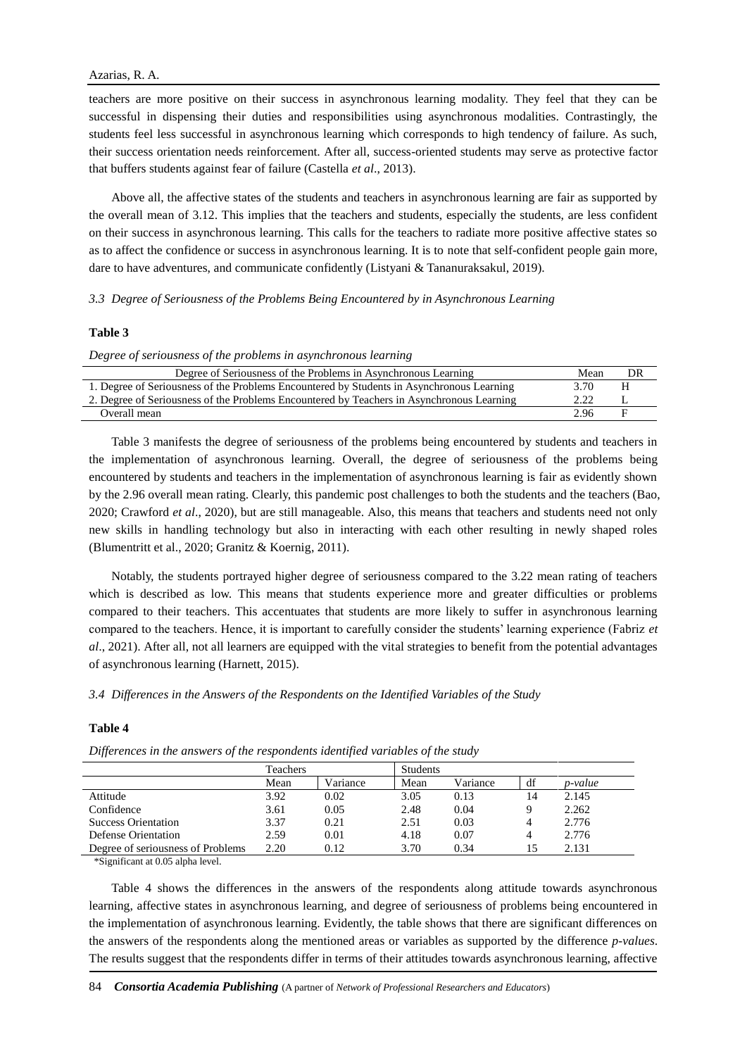teachers are more positive on their success in asynchronous learning modality. They feel that they can be successful in dispensing their duties and responsibilities using asynchronous modalities. Contrastingly, the students feel less successful in asynchronous learning which corresponds to high tendency of failure. As such, their success orientation needs reinforcement. After all, success-oriented students may serve as protective factor that buffers students against fear of failure (Castella *et al*., 2013).

Above all, the affective states of the students and teachers in asynchronous learning are fair as supported by the overall mean of 3.12. This implies that the teachers and students, especially the students, are less confident on their success in asynchronous learning. This calls for the teachers to radiate more positive affective states so as to affect the confidence or success in asynchronous learning. It is to note that self-confident people gain more, dare to have adventures, and communicate confidently (Listyani & Tananuraksakul, 2019).

### *3.3 Degree of Seriousness of the Problems Being Encountered by in Asynchronous Learning*

**Table 3**

*Degree of seriousness of the problems in asynchronous learning*

| Degree of Seriousness of the Problems in Asynchronous Learning | Mean | DR |
|---|---|---|
| 1. Degree of Seriousness of the Problems Encountered by Students in Asynchronous Learning | 3.70 | H |
| 2. Degree of Seriousness of the Problems Encountered by Teachers in Asynchronous Learning | 2.22 | L |
| Overall mean | 2.96 | F |

Table 3 manifests the degree of seriousness of the problems being encountered by students and teachers in the implementation of asynchronous learning. Overall, the degree of seriousness of the problems being encountered by students and teachers in the implementation of asynchronous learning is fair as evidently shown by the 2.96 overall mean rating. Clearly, this pandemic post challenges to both the students and the teachers (Bao, 2020; Crawford *et al*., 2020), but are still manageable. Also, this means that teachers and students need not only new skills in handling technology but also in interacting with each other resulting in newly shaped roles (Blumentritt et al., 2020; Granitz & Koernig, 2011).

Notably, the students portrayed higher degree of seriousness compared to the 3.22 mean rating of teachers which is described as low. This means that students experience more and greater difficulties or problems compared to their teachers. This accentuates that students are more likely to suffer in asynchronous learning compared to the teachers. Hence, it is important to carefully consider the students' learning experience (Fabriz *et al*., 2021). After all, not all learners are equipped with the vital strategies to benefit from the potential advantages of asynchronous learning (Harnett, 2015).

### *3.4 Differences in the Answers of the Respondents on the Identified Variables of the Study*

**Table 4**

*Differences in the answers of the respondents identified variables of the study*

| | Teachers | | Students | | | |
|---|---|---|---|---|---|---|
| | Mean | Variance | Mean | Variance | df | *p-value* |
| Attitude | 3.92 | 0.02 | 3.05 | 0.13 | 14 | 2.145 |
| Confidence | 3.61 | 0.05 | 2.48 | 0.04 | 9 | 2.262 |
| Success Orientation | 3.37 | 0.21 | 2.51 | 0.03 | 4 | 2.776 |
| Defense Orientation | 2.59 | 0.01 | 4.18 | 0.07 | 4 | 2.776 |
| Degree of seriousness of Problems | 2.20 | 0.12 | 3.70 | 0.34 | 15 | 2.131 |

*Significant at 0.05 alpha level.

Table 4 shows the differences in the answers of the respondents along attitude towards asynchronous learning, affective states in asynchronous learning, and degree of seriousness of problems being encountered in the implementation of asynchronous learning. Evidently, the table shows that there are significant differences on the answers of the respondents along the mentioned areas or variables as supported by the difference *p-values*. The results suggest that the respondents differ in terms of their attitudes towards asynchronous learning, affective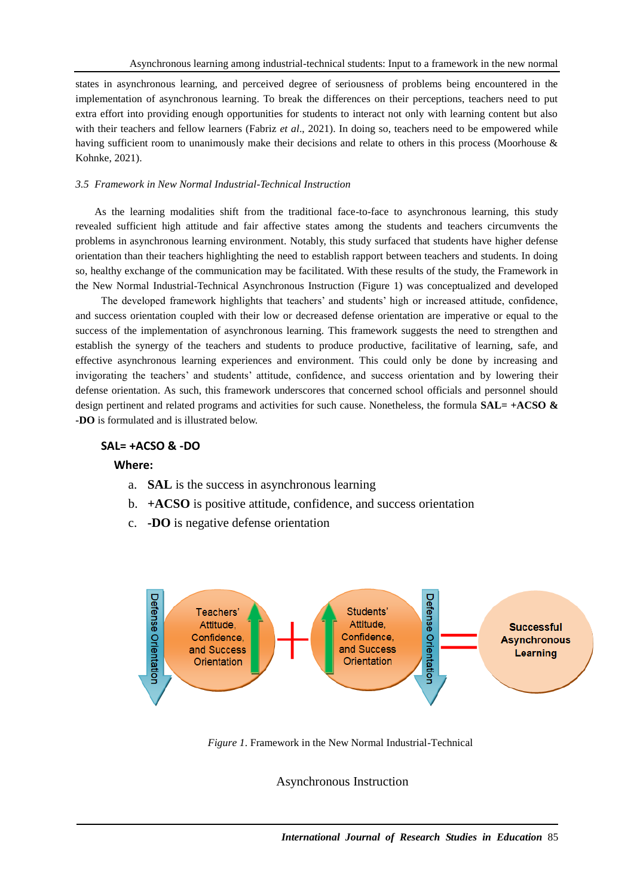states in asynchronous learning, and perceived degree of seriousness of problems being encountered in the implementation of asynchronous learning. To break the differences on their perceptions, teachers need to put extra effort into providing enough opportunities for students to interact not only with learning content but also with their teachers and fellow learners (Fabriz *et al*., 2021). In doing so, teachers need to be empowered while having sufficient room to unanimously make their decisions and relate to others in this process (Moorhouse & Kohnke, 2021).

### *3.5 Framework in New Normal Industrial-Technical Instruction*

As the learning modalities shift from the traditional face-to-face to asynchronous learning, this study revealed sufficient high attitude and fair affective states among the students and teachers circumvents the problems in asynchronous learning environment. Notably, this study surfaced that students have higher defense orientation than their teachers highlighting the need to establish rapport between teachers and students. In doing so, healthy exchange of the communication may be facilitated. With these results of the study, the Framework in the New Normal Industrial-Technical Asynchronous Instruction (Figure 1) was conceptualized and developed

The developed framework highlights that teachers' and students' high or increased attitude, confidence, and success orientation coupled with their low or decreased defense orientation are imperative or equal to the success of the implementation of asynchronous learning. This framework suggests the need to strengthen and establish the synergy of the teachers and students to produce productive, facilitative of learning, safe, and effective asynchronous learning experiences and environment. This could only be done by increasing and invigorating the teachers' and students' attitude, confidence, and success orientation and by lowering their defense orientation. As such, this framework underscores that concerned school officials and personnel should design pertinent and related programs and activities for such cause. Nonetheless, the formula **SAL= +ACSO & -DO** is formulated and is illustrated below.

**SAL= +ACSO & -DO**

**Where:**

a. **SAL** is the success in asynchronous learning
b. **+ACSO** is positive attitude, confidence, and success orientation
c. **-DO** is negative defense orientation

Defense Orientation | Teachers' Attitude, Confidence, and Success Orientation + Students' Attitude, Confidence, and Success Orientation | Defense Orientation = **Successful Asynchronous Learning**

*Figure 1*. Framework in the New Normal Industrial-Technical

Asynchronous Instruction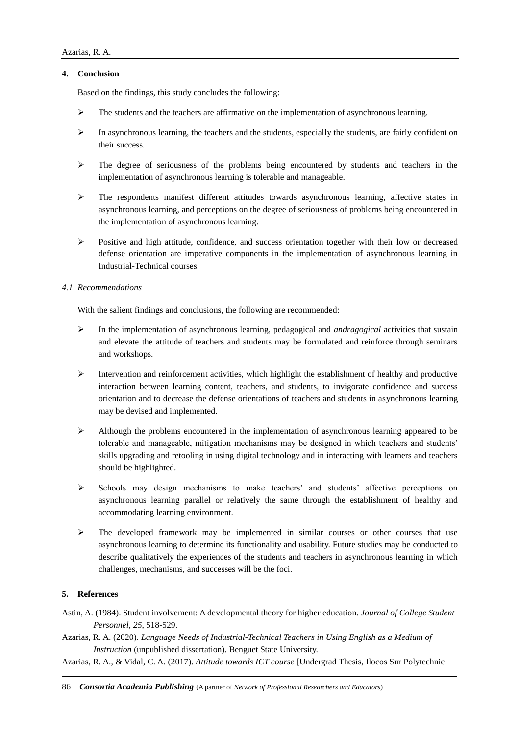## 4. Conclusion

Based on the findings, this study concludes the following:

- The students and the teachers are affirmative on the implementation of asynchronous learning.
- In asynchronous learning, the teachers and the students, especially the students, are fairly confident on their success.
- The degree of seriousness of the problems being encountered by students and teachers in the implementation of asynchronous learning is tolerable and manageable.
- The respondents manifest different attitudes towards asynchronous learning, affective states in asynchronous learning, and perceptions on the degree of seriousness of problems being encountered in the implementation of asynchronous learning.
- Positive and high attitude, confidence, and success orientation together with their low or decreased defense orientation are imperative components in the implementation of asynchronous learning in Industrial-Technical courses.

### *4.1 Recommendations*

With the salient findings and conclusions, the following are recommended:

- In the implementation of asynchronous learning, pedagogical and *andragogical* activities that sustain and elevate the attitude of teachers and students may be formulated and reinforce through seminars and workshops.
- Intervention and reinforcement activities, which highlight the establishment of healthy and productive interaction between learning content, teachers, and students, to invigorate confidence and success orientation and to decrease the defense orientations of teachers and students in asynchronous learning may be devised and implemented.
- Although the problems encountered in the implementation of asynchronous learning appeared to be tolerable and manageable, mitigation mechanisms may be designed in which teachers and students' skills upgrading and retooling in using digital technology and in interacting with learners and teachers should be highlighted.
- Schools may design mechanisms to make teachers' and students' affective perceptions on asynchronous learning parallel or relatively the same through the establishment of healthy and accommodating learning environment.
- The developed framework may be implemented in similar courses or other courses that use asynchronous learning to determine its functionality and usability. Future studies may be conducted to describe qualitatively the experiences of the students and teachers in asynchronous learning in which challenges, mechanisms, and successes will be the foci.

## 5. References

Astin, A. (1984). Student involvement: A developmental theory for higher education. *Journal of College Student Personnel*, *25*, 518-529.

Azarias, R. A. (2020). *Language Needs of Industrial-Technical Teachers in Using English as a Medium of Instruction* (unpublished dissertation). Benguet State University.

Azarias, R. A., & Vidal, C. A. (2017). *Attitude towards ICT course* [Undergrad Thesis, Ilocos Sur Polytechnic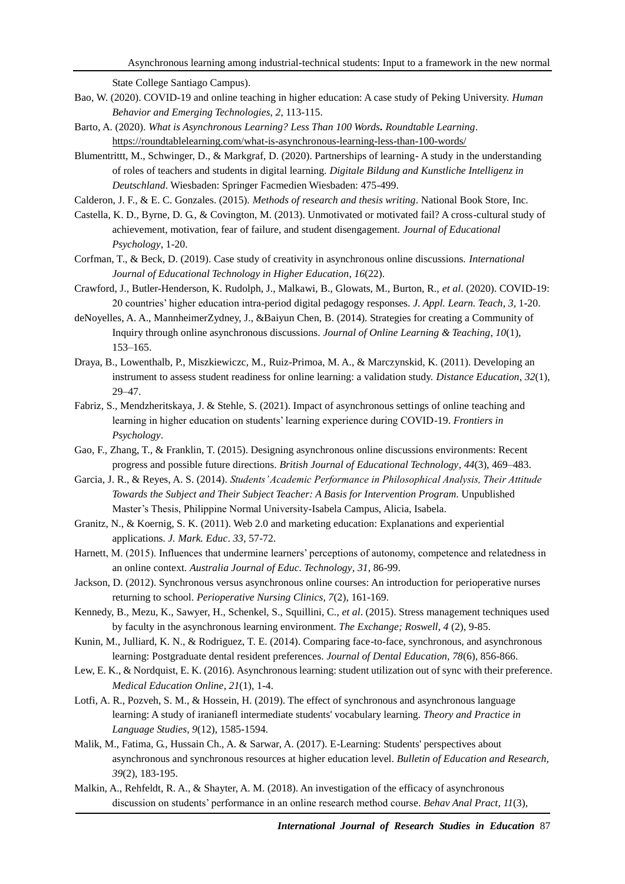State College Santiago Campus).

Bao, W. (2020). COVID-19 and online teaching in higher education: A case study of Peking University. *Human Behavior and Emerging Technologies*, *2*, 113-115.

Barto, A. (2020). *What is Asynchronous Learning? Less Than 100 Words***.** *Roundtable Learning*. https://roundtablelearning.com/what-is-asynchronous-learning-less-than-100-words/

Blumentrittt, M., Schwinger, D., & Markgraf, D. (2020). Partnerships of learning- A study in the understanding of roles of teachers and students in digital learning. *Digitale Bildung and Kunstliche Intelligenz in Deutschland*. Wiesbaden: Springer Facmedien Wiesbaden: 475-499.

Calderon, J. F., & E. C. Gonzales. (2015). *Methods of research and thesis writing*. National Book Store, Inc.

Castella, K. D., Byrne, D. G., & Covington, M. (2013). Unmotivated or motivated fail? A cross-cultural study of achievement, motivation, fear of failure, and student disengagement. *Journal of Educational Psychology*, 1-20.

Corfman, T., & Beck, D. (2019). Case study of creativity in asynchronous online discussions. *International Journal of Educational Technology in Higher Education*, *16*(22).

Crawford, J., Butler-Henderson, K. Rudolph, J., Malkawi, B., Glowats, M., Burton, R., *et al*. (2020). COVID-19: 20 countries' higher education intra-period digital pedagogy responses. *J. Appl. Learn. Teach*, *3*, 1-20.

deNoyelles, A. A., MannheimerZydney, J., &Baiyun Chen, B. (2014). Strategies for creating a Community of Inquiry through online asynchronous discussions. *Journal of Online Learning & Teaching*, *10*(1), 153–165.

Draya, B., Lowenthalb, P., Miszkiewiczc, M., Ruiz-Primoa, M. A., & Marczynskid, K. (2011). Developing an instrument to assess student readiness for online learning: a validation study. *Distance Education*, *32*(1), 29–47.

Fabriz, S., Mendzheritskaya, J. & Stehle, S. (2021). Impact of asynchronous settings of online teaching and learning in higher education on students' learning experience during COVID-19. *Frontiers in Psychology*.

Gao, F., Zhang, T., & Franklin, T. (2015). Designing asynchronous online discussions environments: Recent progress and possible future directions. *British Journal of Educational Technology*, *44*(3), 469–483.

Garcia, J. R., & Reyes, A. S. (2014). *Students' Academic Performance in Philosophical Analysis, Their Attitude Towards the Subject and Their Subject Teacher: A Basis for Intervention Program*. Unpublished Master's Thesis, Philippine Normal University-Isabela Campus, Alicia, Isabela.

Granitz, N., & Koernig, S. K. (2011). Web 2.0 and marketing education: Explanations and experiential applications. *J. Mark. Educ*. *33*, 57-72.

Harnett, M. (2015). Influences that undermine learners' perceptions of autonomy, competence and relatedness in an online context. *Australia Journal of Educ. Technology*, *31*, 86-99.

Jackson, D. (2012). Synchronous versus asynchronous online courses: An introduction for perioperative nurses returning to school. *Perioperative Nursing Clinics, 7*(2)*,* 161-169.

Kennedy, B., Mezu, K., Sawyer, H., Schenkel, S., Squillini, C., *et al*. (2015). Stress management techniques used by faculty in the asynchronous learning environment. *The Exchange; Roswell*, *4* (2), 9-85.

Kunin, M., Julliard, K. N., & Rodriguez, T. E. (2014). Comparing face-to-face, synchronous, and asynchronous learning: Postgraduate dental resident preferences. *Journal of Dental Education*, *78*(6), 856-866.

Lew, E. K., & Nordquist, E. K. (2016). Asynchronous learning: student utilization out of sync with their preference. *Medical Education Online*, *21*(1), 1-4.

Lotfi, A. R., Pozveh, S. M., & Hossein, H. (2019). The effect of synchronous and asynchronous language learning: A study of iranianefl intermediate students' vocabulary learning. *Theory and Practice in Language Studies*, *9*(12), 1585-1594.

Malik, M., Fatima, G., Hussain Ch., A. & Sarwar, A. (2017). E-Learning: Students' perspectives about asynchronous and synchronous resources at higher education level. *Bulletin of Education and Research, 39*(2), 183-195.

Malkin, A., Rehfeldt, R. A., & Shayter, A. M. (2018). An investigation of the efficacy of asynchronous discussion on students' performance in an online research method course. *Behav Anal Pract*, *11*(3),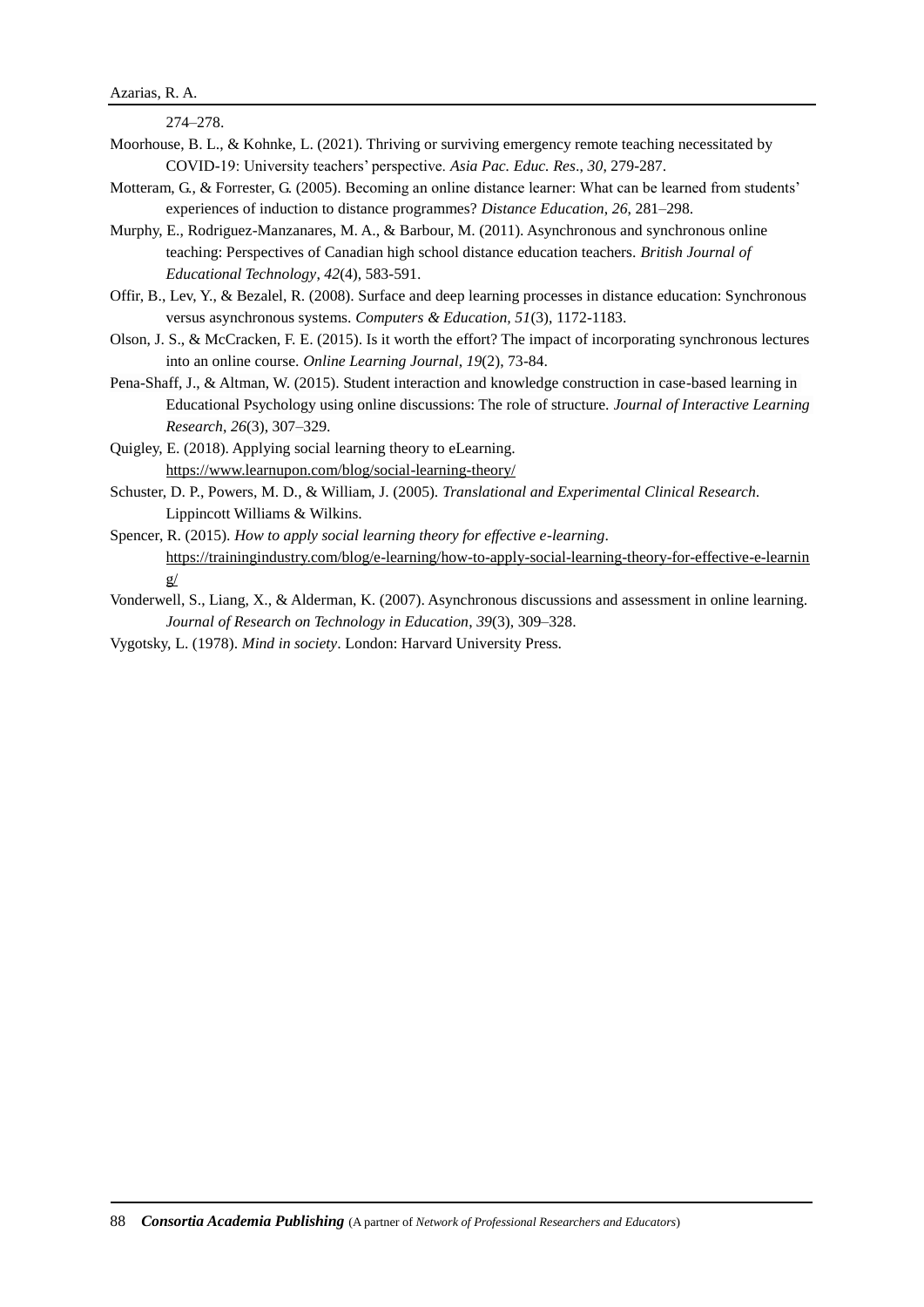274–278.

Moorhouse, B. L., & Kohnke, L. (2021). Thriving or surviving emergency remote teaching necessitated by COVID-19: University teachers' perspective. *Asia Pac. Educ. Res*., *30*, 279-287.

Motteram, G., & Forrester, G. (2005). Becoming an online distance learner: What can be learned from students' experiences of induction to distance programmes? *Distance Education*, *26*, 281–298.

Murphy, E., Rodriguez-Manzanares, M. A., & Barbour, M. (2011). Asynchronous and synchronous online teaching: Perspectives of Canadian high school distance education teachers. *British Journal of Educational Technology*, *42*(4), 583-591.

Offir, B., Lev, Y., & Bezalel, R. (2008). Surface and deep learning processes in distance education: Synchronous versus asynchronous systems. *Computers & Education, 51*(3), 1172-1183.

Olson, J. S., & McCracken, F. E. (2015). Is it worth the effort? The impact of incorporating synchronous lectures into an online course. *Online Learning Journal*, *19*(2), 73-84.

Pena-Shaff, J., & Altman, W. (2015). Student interaction and knowledge construction in case-based learning in Educational Psychology using online discussions: The role of structure. *Journal of Interactive Learning Research*, *26*(3), 307–329.

Quigley, E. (2018). Applying social learning theory to eLearning. https://www.learnupon.com/blog/social-learning-theory/

Schuster, D. P., Powers, M. D., & William, J. (2005). *Translational and Experimental Clinical Research*. Lippincott Williams & Wilkins.

Spencer, R. (2015). *How to apply social learning theory for effective e-learning*. https://trainingindustry.com/blog/e-learning/how-to-apply-social-learning-theory-for-effective-e-learning/

Vonderwell, S., Liang, X., & Alderman, K. (2007). Asynchronous discussions and assessment in online learning. *Journal of Research on Technology in Education*, *39*(3), 309–328.

Vygotsky, L. (1978). *Mind in society*. London: Harvard University Press.